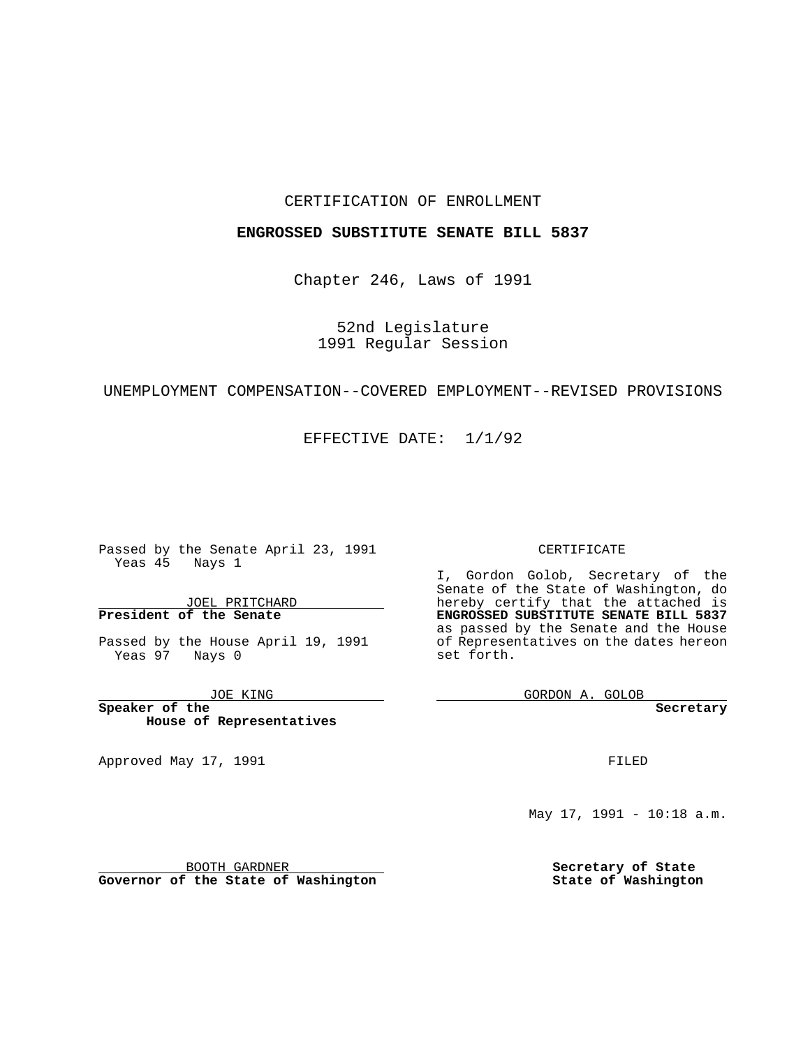CERTIFICATION OF ENROLLMENT

**ENGROSSED SUBSTITUTE SENATE BILL 5837**

Chapter 246, Laws of 1991

52nd Legislature
1991 Regular Session

UNEMPLOYMENT COMPENSATION--COVERED EMPLOYMENT--REVISED PROVISIONS

EFFECTIVE DATE: 1/1/92

Passed by the Senate April 23, 1991
Yeas 45 Nays 1

JOEL PRITCHARD
**President of the Senate**

Passed by the House April 19, 1991
Yeas 97 Nays 0

JOE KING
**Speaker of the House of Representatives**

Approved May 17, 1991

BOOTH GARDNER
**Governor of the State of Washington**

CERTIFICATE

I, Gordon Golob, Secretary of the Senate of the State of Washington, do hereby certify that the attached is **ENGROSSED SUBSTITUTE SENATE BILL 5837** as passed by the Senate and the House of Representatives on the dates hereon set forth.

GORDON A. GOLOB
**Secretary**

FILED

May 17, 1991 - 10:18 a.m.

**Secretary of State**
**State of Washington**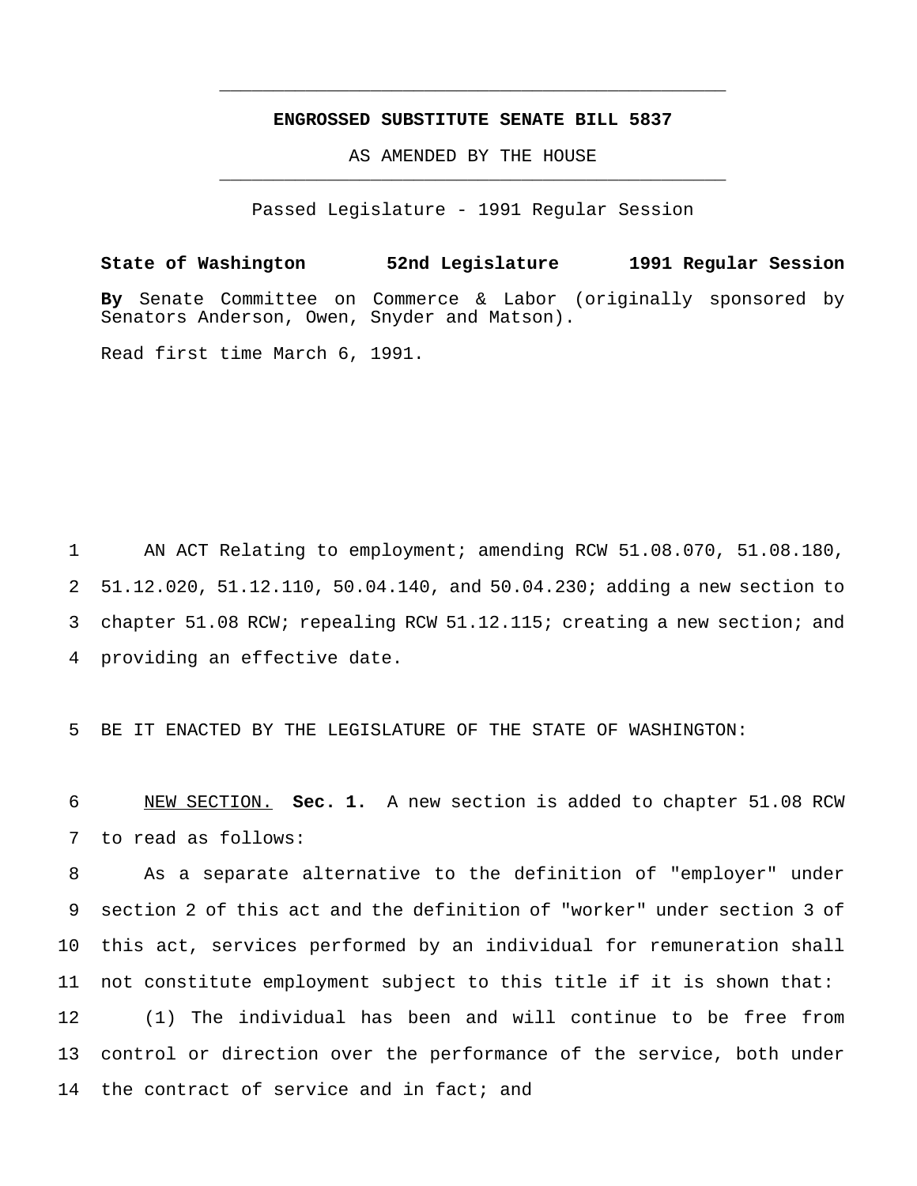**ENGROSSED SUBSTITUTE SENATE BILL 5837**

AS AMENDED BY THE HOUSE

Passed Legislature - 1991 Regular Session

**State of Washington 52nd Legislature 1991 Regular Session**

**By** Senate Committee on Commerce & Labor (originally sponsored by Senators Anderson, Owen, Snyder and Matson).

Read first time March 6, 1991.

AN ACT Relating to employment; amending RCW 51.08.070, 51.08.180, 51.12.020, 51.12.110, 50.04.140, and 50.04.230; adding a new section to chapter 51.08 RCW; repealing RCW 51.12.115; creating a new section; and providing an effective date.

BE IT ENACTED BY THE LEGISLATURE OF THE STATE OF WASHINGTON:

NEW SECTION. **Sec. 1.** A new section is added to chapter 51.08 RCW to read as follows:

As a separate alternative to the definition of "employer" under section 2 of this act and the definition of "worker" under section 3 of this act, services performed by an individual for remuneration shall not constitute employment subject to this title if it is shown that:

(1) The individual has been and will continue to be free from control or direction over the performance of the service, both under the contract of service and in fact; and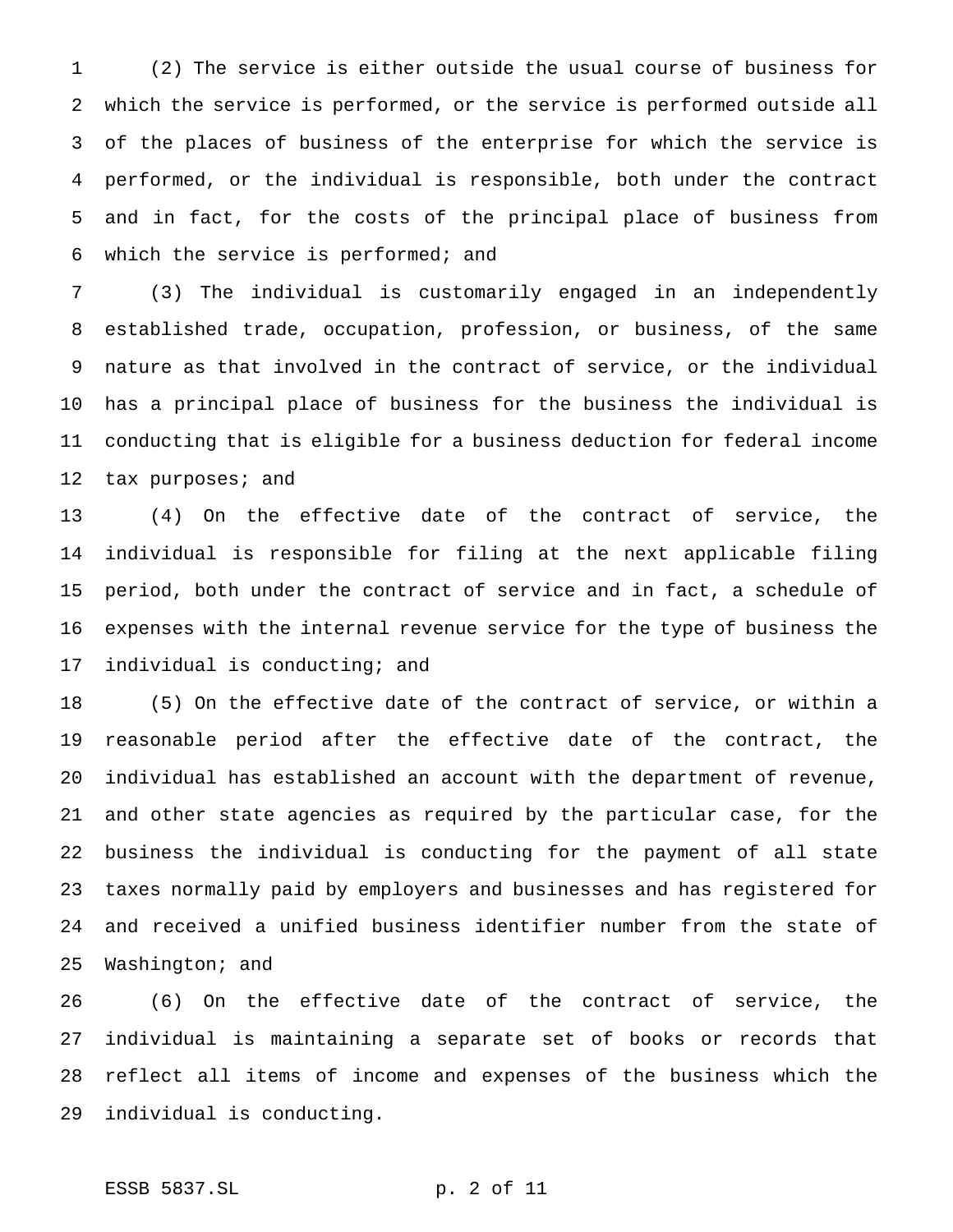(2) The service is either outside the usual course of business for which the service is performed, or the service is performed outside all of the places of business of the enterprise for which the service is performed, or the individual is responsible, both under the contract and in fact, for the costs of the principal place of business from which the service is performed; and

(3) The individual is customarily engaged in an independently established trade, occupation, profession, or business, of the same nature as that involved in the contract of service, or the individual has a principal place of business for the business the individual is conducting that is eligible for a business deduction for federal income tax purposes; and

(4) On the effective date of the contract of service, the individual is responsible for filing at the next applicable filing period, both under the contract of service and in fact, a schedule of expenses with the internal revenue service for the type of business the individual is conducting; and

(5) On the effective date of the contract of service, or within a reasonable period after the effective date of the contract, the individual has established an account with the department of revenue, and other state agencies as required by the particular case, for the business the individual is conducting for the payment of all state taxes normally paid by employers and businesses and has registered for and received a unified business identifier number from the state of Washington; and

(6) On the effective date of the contract of service, the individual is maintaining a separate set of books or records that reflect all items of income and expenses of the business which the individual is conducting.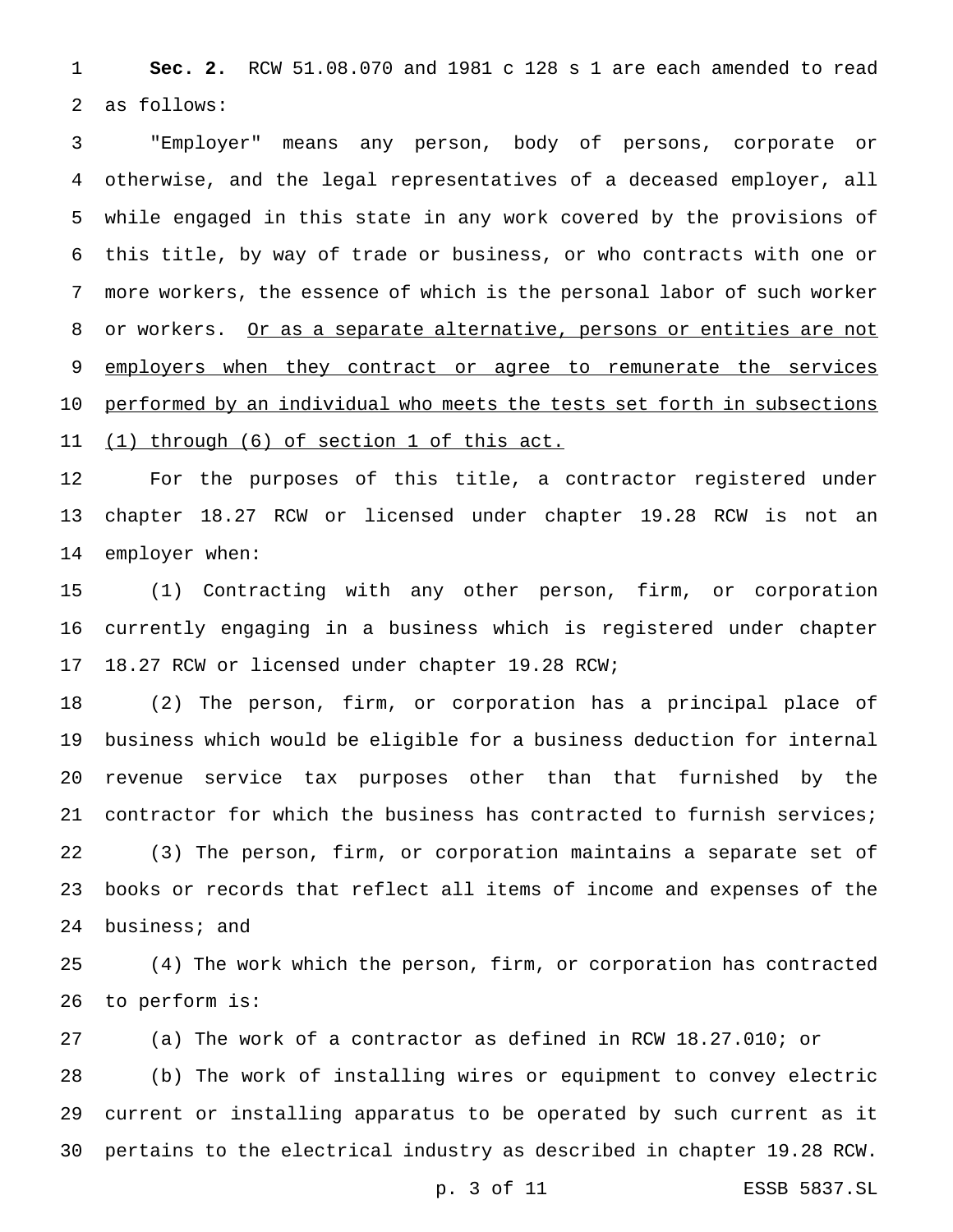**Sec. 2.** RCW 51.08.070 and 1981 c 128 s 1 are each amended to read as follows:

"Employer" means any person, body of persons, corporate or otherwise, and the legal representatives of a deceased employer, all while engaged in this state in any work covered by the provisions of this title, by way of trade or business, or who contracts with one or more workers, the essence of which is the personal labor of such worker or workers. <u>Or as a separate alternative, persons or entities are not employers when they contract or agree to remunerate the services performed by an individual who meets the tests set forth in subsections (1) through (6) of section 1 of this act.</u>

For the purposes of this title, a contractor registered under chapter 18.27 RCW or licensed under chapter 19.28 RCW is not an employer when:

(1) Contracting with any other person, firm, or corporation currently engaging in a business which is registered under chapter 18.27 RCW or licensed under chapter 19.28 RCW;

(2) The person, firm, or corporation has a principal place of business which would be eligible for a business deduction for internal revenue service tax purposes other than that furnished by the contractor for which the business has contracted to furnish services;

(3) The person, firm, or corporation maintains a separate set of books or records that reflect all items of income and expenses of the business; and

(4) The work which the person, firm, or corporation has contracted to perform is:

(a) The work of a contractor as defined in RCW 18.27.010; or

(b) The work of installing wires or equipment to convey electric current or installing apparatus to be operated by such current as it pertains to the electrical industry as described in chapter 19.28 RCW.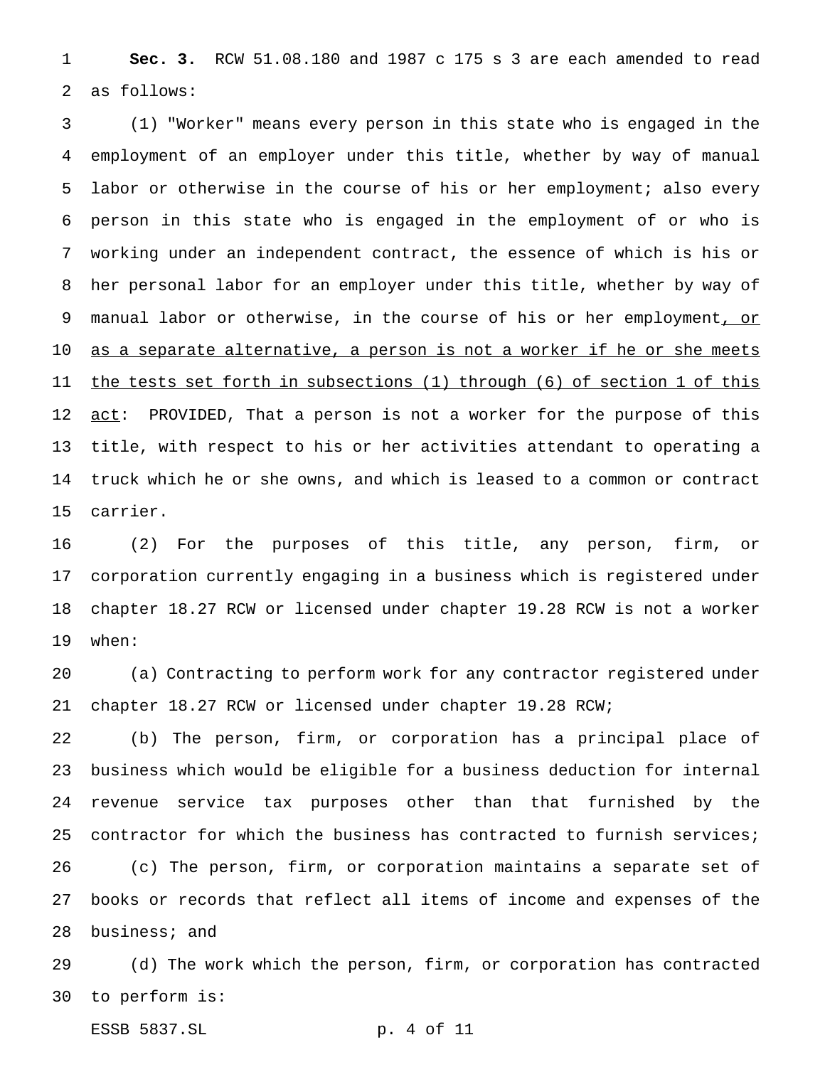**Sec. 3.** RCW 51.08.180 and 1987 c 175 s 3 are each amended to read as follows:

(1) "Worker" means every person in this state who is engaged in the employment of an employer under this title, whether by way of manual labor or otherwise in the course of his or her employment; also every person in this state who is engaged in the employment of or who is working under an independent contract, the essence of which is his or her personal labor for an employer under this title, whether by way of manual labor or otherwise, in the course of his or her employment<u>, or as a separate alternative, a person is not a worker if he or she meets the tests set forth in subsections (1) through (6) of section 1 of this act</u>: PROVIDED, That a person is not a worker for the purpose of this title, with respect to his or her activities attendant to operating a truck which he or she owns, and which is leased to a common or contract carrier.

(2) For the purposes of this title, any person, firm, or corporation currently engaging in a business which is registered under chapter 18.27 RCW or licensed under chapter 19.28 RCW is not a worker when:

(a) Contracting to perform work for any contractor registered under chapter 18.27 RCW or licensed under chapter 19.28 RCW;

(b) The person, firm, or corporation has a principal place of business which would be eligible for a business deduction for internal revenue service tax purposes other than that furnished by the contractor for which the business has contracted to furnish services;

(c) The person, firm, or corporation maintains a separate set of books or records that reflect all items of income and expenses of the business; and

(d) The work which the person, firm, or corporation has contracted to perform is: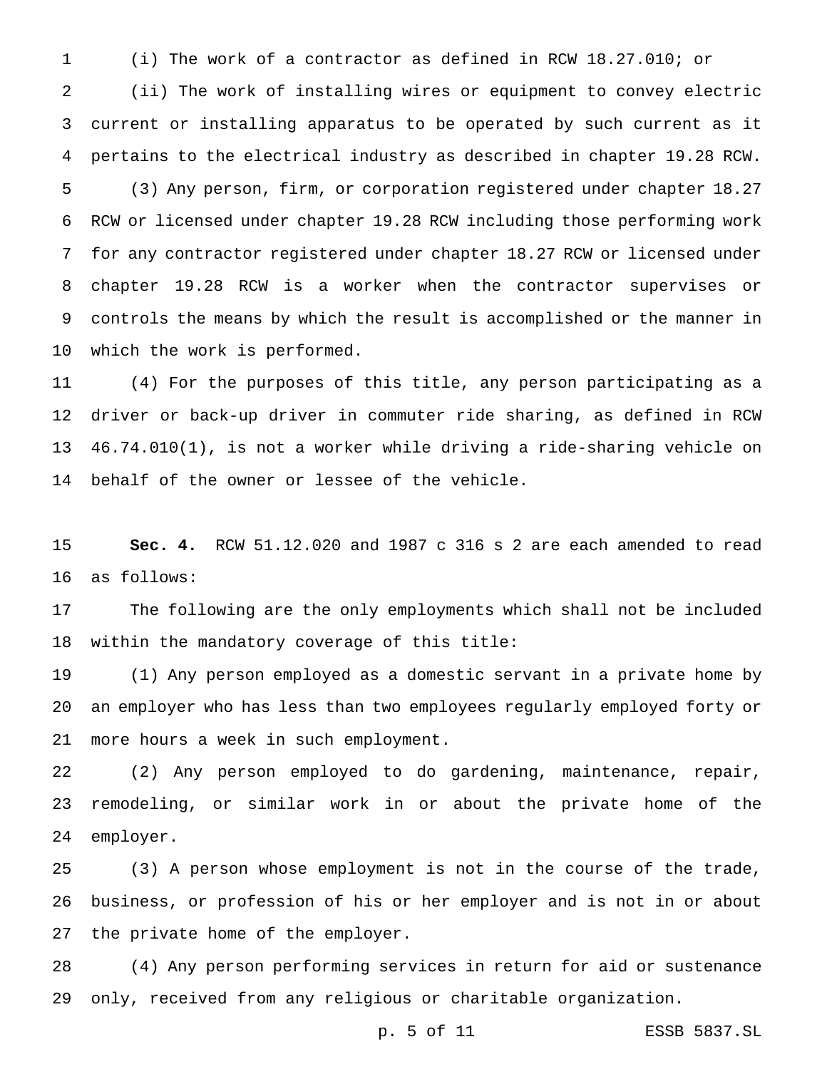(i) The work of a contractor as defined in RCW 18.27.010; or

(ii) The work of installing wires or equipment to convey electric current or installing apparatus to be operated by such current as it pertains to the electrical industry as described in chapter 19.28 RCW.

(3) Any person, firm, or corporation registered under chapter 18.27 RCW or licensed under chapter 19.28 RCW including those performing work for any contractor registered under chapter 18.27 RCW or licensed under chapter 19.28 RCW is a worker when the contractor supervises or controls the means by which the result is accomplished or the manner in which the work is performed.

(4) For the purposes of this title, any person participating as a driver or back-up driver in commuter ride sharing, as defined in RCW 46.74.010(1), is not a worker while driving a ride-sharing vehicle on behalf of the owner or lessee of the vehicle.

**Sec. 4.** RCW 51.12.020 and 1987 c 316 s 2 are each amended to read as follows:

The following are the only employments which shall not be included within the mandatory coverage of this title:

(1) Any person employed as a domestic servant in a private home by an employer who has less than two employees regularly employed forty or more hours a week in such employment.

(2) Any person employed to do gardening, maintenance, repair, remodeling, or similar work in or about the private home of the employer.

(3) A person whose employment is not in the course of the trade, business, or profession of his or her employer and is not in or about the private home of the employer.

(4) Any person performing services in return for aid or sustenance only, received from any religious or charitable organization.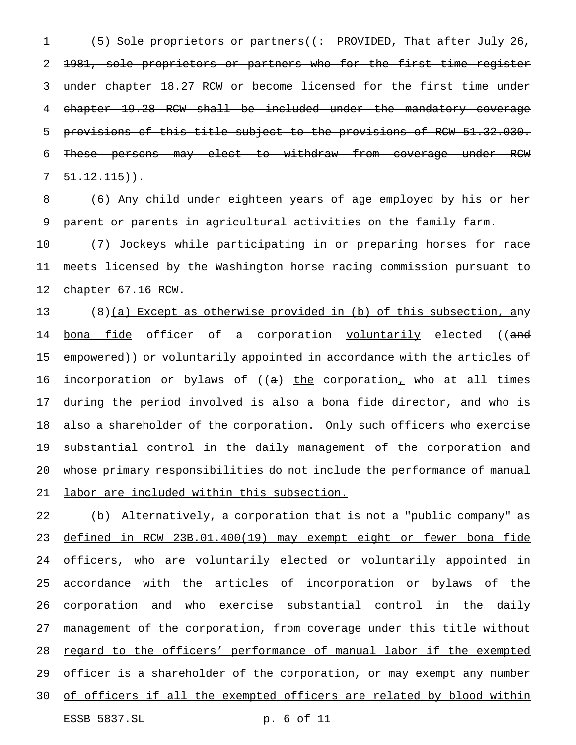(5) Sole proprietors or partners((: PROVIDED, That after July 26, 1981, sole proprietors or partners who for the first time register under chapter 18.27 RCW or become licensed for the first time under chapter 19.28 RCW shall be included under the mandatory coverage provisions of this title subject to the provisions of RCW 51.32.030. These persons may elect to withdraw from coverage under RCW 51.12.115)).

(6) Any child under eighteen years of age employed by his or her parent or parents in agricultural activities on the family farm.

(7) Jockeys while participating in or preparing horses for race meets licensed by the Washington horse racing commission pursuant to chapter 67.16 RCW.

(8)(a) Except as otherwise provided in (b) of this subsection, any bona fide officer of a corporation voluntarily elected ((and empowered)) or voluntarily appointed in accordance with the articles of incorporation or bylaws of ((a)) the corporation, who at all times during the period involved is also a bona fide director, and who is also a shareholder of the corporation. Only such officers who exercise substantial control in the daily management of the corporation and whose primary responsibilities do not include the performance of manual labor are included within this subsection.

(b) Alternatively, a corporation that is not a "public company" as defined in RCW 23B.01.400(19) may exempt eight or fewer bona fide officers, who are voluntarily elected or voluntarily appointed in accordance with the articles of incorporation or bylaws of the corporation and who exercise substantial control in the daily management of the corporation, from coverage under this title without regard to the officers' performance of manual labor if the exempted officer is a shareholder of the corporation, or may exempt any number of officers if all the exempted officers are related by blood within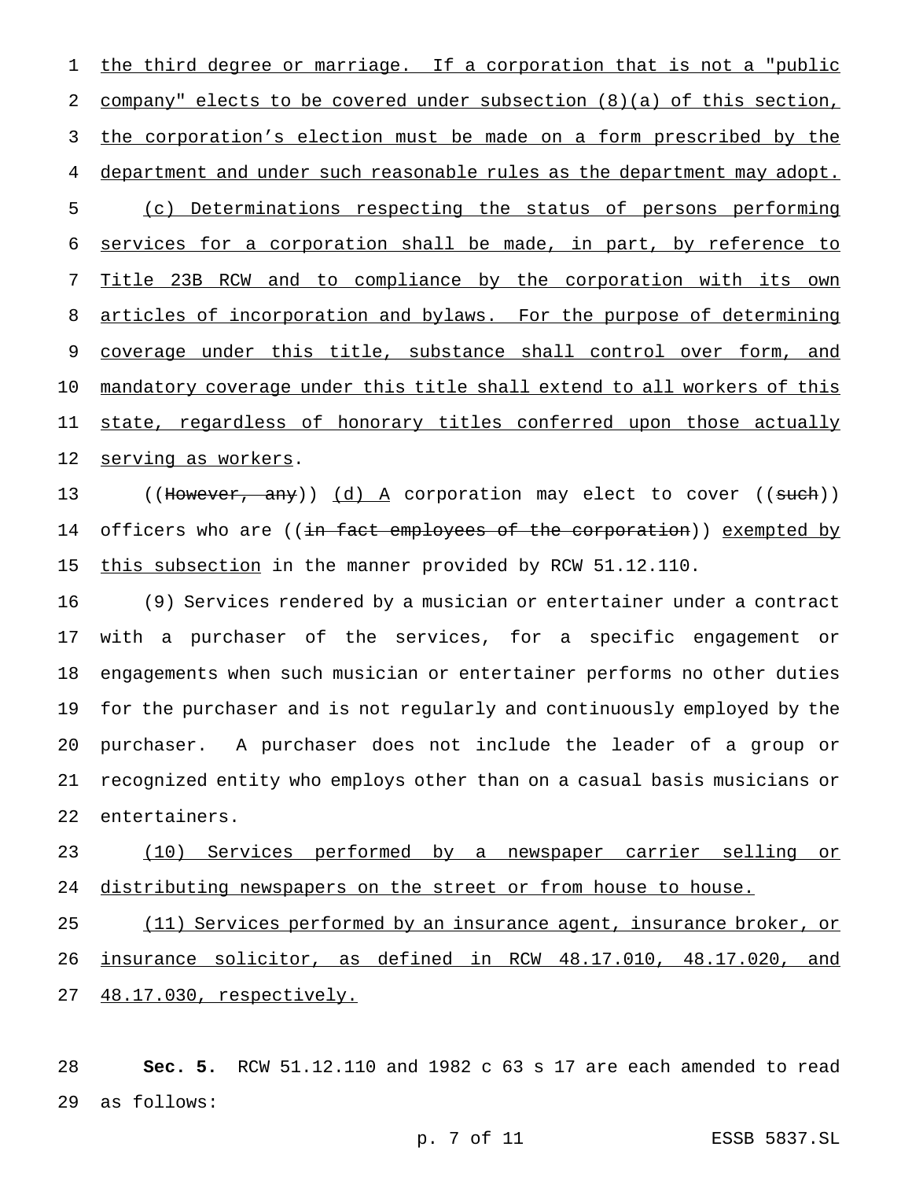the third degree or marriage. If a corporation that is not a "public company" elects to be covered under subsection (8)(a) of this section, the corporation's election must be made on a form prescribed by the department and under such reasonable rules as the department may adopt.

(c) Determinations respecting the status of persons performing services for a corporation shall be made, in part, by reference to Title 23B RCW and to compliance by the corporation with its own articles of incorporation and bylaws. For the purpose of determining coverage under this title, substance shall control over form, and mandatory coverage under this title shall extend to all workers of this state, regardless of honorary titles conferred upon those actually serving as workers.

((~~However, any~~)) (d) A corporation may elect to cover ((~~such~~)) officers who are ((~~in fact employees of the corporation~~)) exempted by this subsection in the manner provided by RCW 51.12.110.

(9) Services rendered by a musician or entertainer under a contract with a purchaser of the services, for a specific engagement or engagements when such musician or entertainer performs no other duties for the purchaser and is not regularly and continuously employed by the purchaser. A purchaser does not include the leader of a group or recognized entity who employs other than on a casual basis musicians or entertainers.

(10) Services performed by a newspaper carrier selling or distributing newspapers on the street or from house to house.

(11) Services performed by an insurance agent, insurance broker, or insurance solicitor, as defined in RCW 48.17.010, 48.17.020, and 48.17.030, respectively.

**Sec. 5.** RCW 51.12.110 and 1982 c 63 s 17 are each amended to read as follows: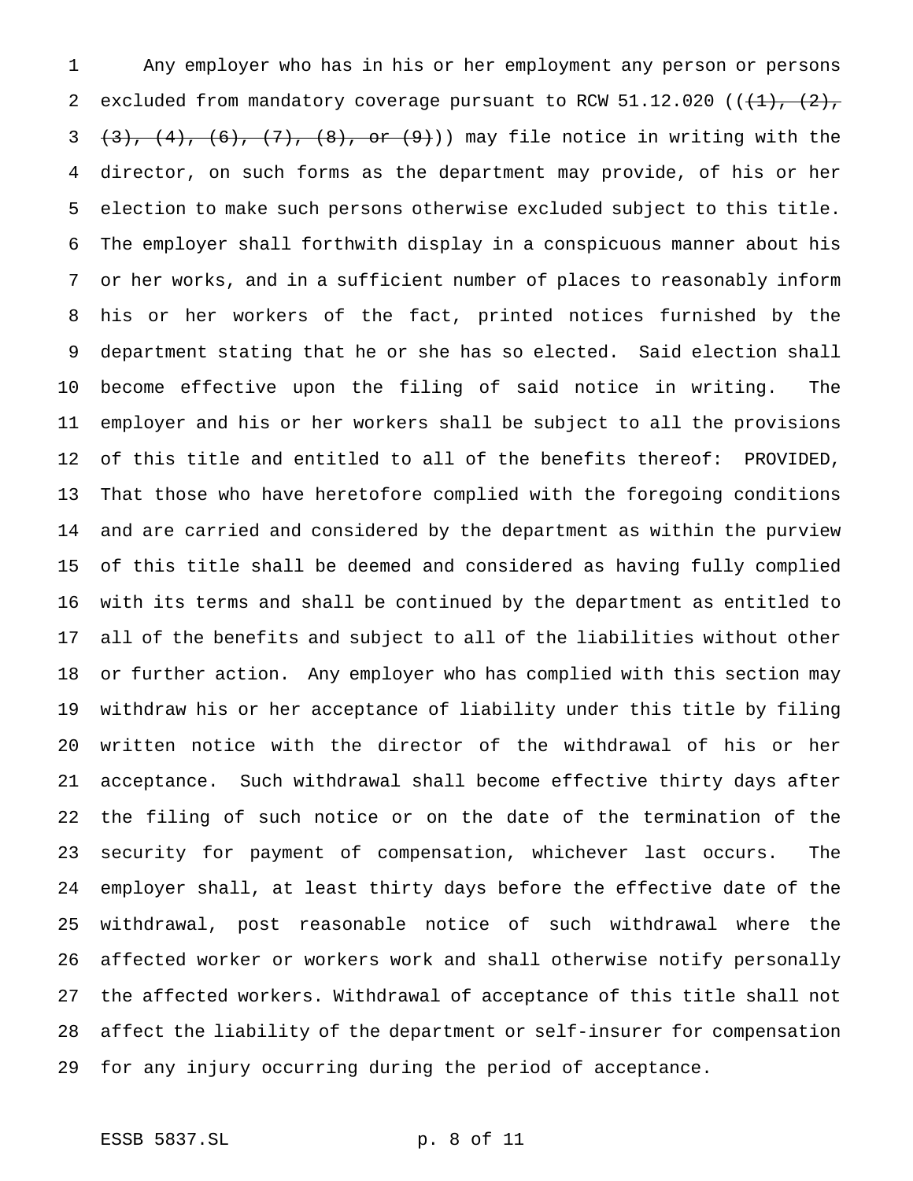Any employer who has in his or her employment any person or persons excluded from mandatory coverage pursuant to RCW 51.12.020 ((~~(1), (2), (3), (4), (6), (7), (8), or (9)~~)) may file notice in writing with the director, on such forms as the department may provide, of his or her election to make such persons otherwise excluded subject to this title. The employer shall forthwith display in a conspicuous manner about his or her works, and in a sufficient number of places to reasonably inform his or her workers of the fact, printed notices furnished by the department stating that he or she has so elected. Said election shall become effective upon the filing of said notice in writing. The employer and his or her workers shall be subject to all the provisions of this title and entitled to all of the benefits thereof: PROVIDED, That those who have heretofore complied with the foregoing conditions and are carried and considered by the department as within the purview of this title shall be deemed and considered as having fully complied with its terms and shall be continued by the department as entitled to all of the benefits and subject to all of the liabilities without other or further action. Any employer who has complied with this section may withdraw his or her acceptance of liability under this title by filing written notice with the director of the withdrawal of his or her acceptance. Such withdrawal shall become effective thirty days after the filing of such notice or on the date of the termination of the security for payment of compensation, whichever last occurs. The employer shall, at least thirty days before the effective date of the withdrawal, post reasonable notice of such withdrawal where the affected worker or workers work and shall otherwise notify personally the affected workers. Withdrawal of acceptance of this title shall not affect the liability of the department or self-insurer for compensation for any injury occurring during the period of acceptance.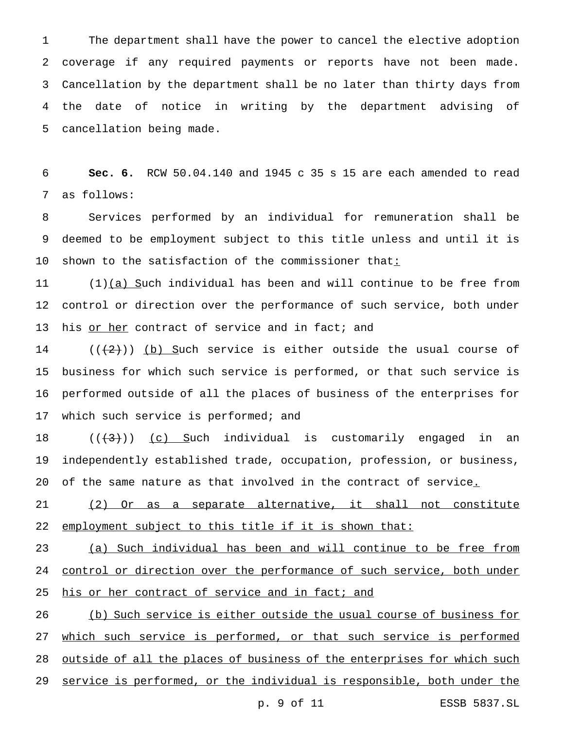The department shall have the power to cancel the elective adoption coverage if any required payments or reports have not been made. Cancellation by the department shall be no later than thirty days from the date of notice in writing by the department advising of cancellation being made.

**Sec. 6.** RCW 50.04.140 and 1945 c 35 s 15 are each amended to read as follows:

Services performed by an individual for remuneration shall be deemed to be employment subject to this title unless and until it is shown to the satisfaction of the commissioner that<u>:</u>

(1)<u>(a) S</u>uch individual has been and will continue to be free from control or direction over the performance of such service, both under his <u>or her</u> contract of service and in fact; and

((~~(2)~~)) <u>(b) S</u>uch service is either outside the usual course of business for which such service is performed, or that such service is performed outside of all the places of business of the enterprises for which such service is performed; and

((~~(3)~~)) <u>(c) S</u>uch individual is customarily engaged in an independently established trade, occupation, profession, or business, of the same nature as that involved in the contract of service<u>.</u>

<u>(2) Or as a separate alternative, it shall not constitute employment subject to this title if it is shown that:</u>

<u>(a) Such individual has been and will continue to be free from control or direction over the performance of such service, both under his or her contract of service and in fact; and</u>

<u>(b) Such service is either outside the usual course of business for which such service is performed, or that such service is performed outside of all the places of business of the enterprises for which such service is performed, or the individual is responsible, both under the</u>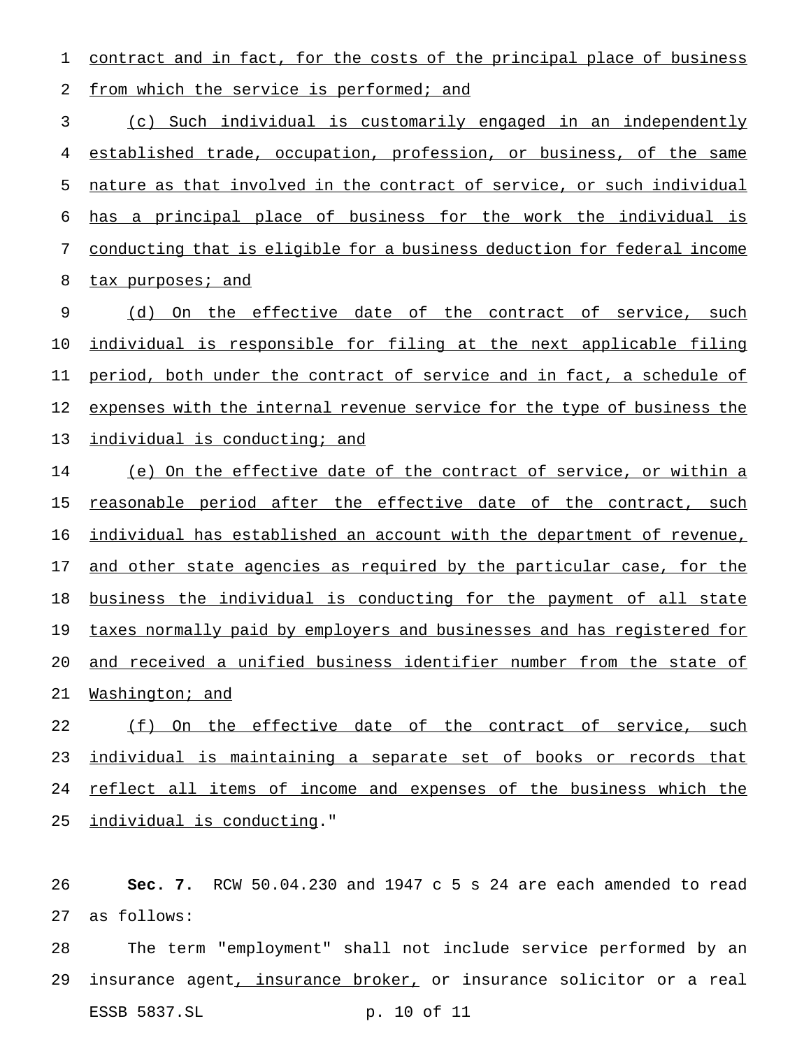contract and in fact, for the costs of the principal place of business from which the service is performed; and

(c) Such individual is customarily engaged in an independently established trade, occupation, profession, or business, of the same nature as that involved in the contract of service, or such individual has a principal place of business for the work the individual is conducting that is eligible for a business deduction for federal income tax purposes; and

(d) On the effective date of the contract of service, such individual is responsible for filing at the next applicable filing period, both under the contract of service and in fact, a schedule of expenses with the internal revenue service for the type of business the individual is conducting; and

(e) On the effective date of the contract of service, or within a reasonable period after the effective date of the contract, such individual has established an account with the department of revenue, and other state agencies as required by the particular case, for the business the individual is conducting for the payment of all state taxes normally paid by employers and businesses and has registered for and received a unified business identifier number from the state of Washington; and

(f) On the effective date of the contract of service, such individual is maintaining a separate set of books or records that reflect all items of income and expenses of the business which the individual is conducting."

**Sec. 7.** RCW 50.04.230 and 1947 c 5 s 24 are each amended to read as follows:

The term "employment" shall not include service performed by an insurance agent, insurance broker, or insurance solicitor or a real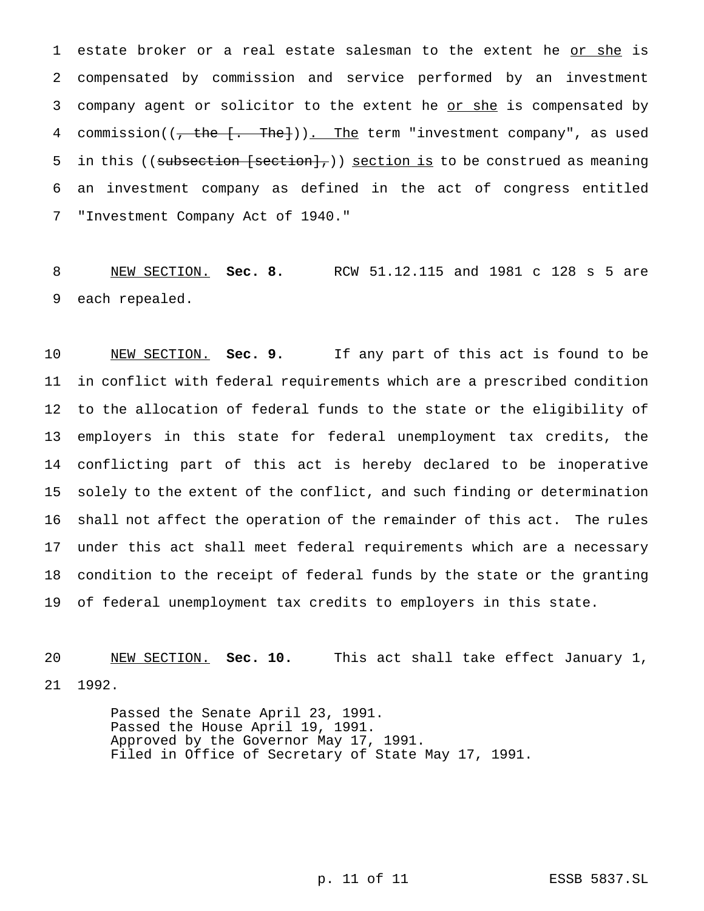estate broker or a real estate salesman to the extent he <u>or she</u> is compensated by commission and service performed by an investment company agent or solicitor to the extent he <u>or she</u> is compensated by commission((~~, the [. The]~~))<u>. The</u> term "investment company", as used in this ((~~subsection [section],~~)) <u>section is</u> to be construed as meaning an investment company as defined in the act of congress entitled "Investment Company Act of 1940."

<u>NEW SECTION.</u> **Sec. 8.** RCW 51.12.115 and 1981 c 128 s 5 are each repealed.

<u>NEW SECTION.</u> **Sec. 9.** If any part of this act is found to be in conflict with federal requirements which are a prescribed condition to the allocation of federal funds to the state or the eligibility of employers in this state for federal unemployment tax credits, the conflicting part of this act is hereby declared to be inoperative solely to the extent of the conflict, and such finding or determination shall not affect the operation of the remainder of this act. The rules under this act shall meet federal requirements which are a necessary condition to the receipt of federal funds by the state or the granting of federal unemployment tax credits to employers in this state.

<u>NEW SECTION.</u> **Sec. 10.** This act shall take effect January 1, 1992.

Passed the Senate April 23, 1991.
Passed the House April 19, 1991.
Approved by the Governor May 17, 1991.
Filed in Office of Secretary of State May 17, 1991.